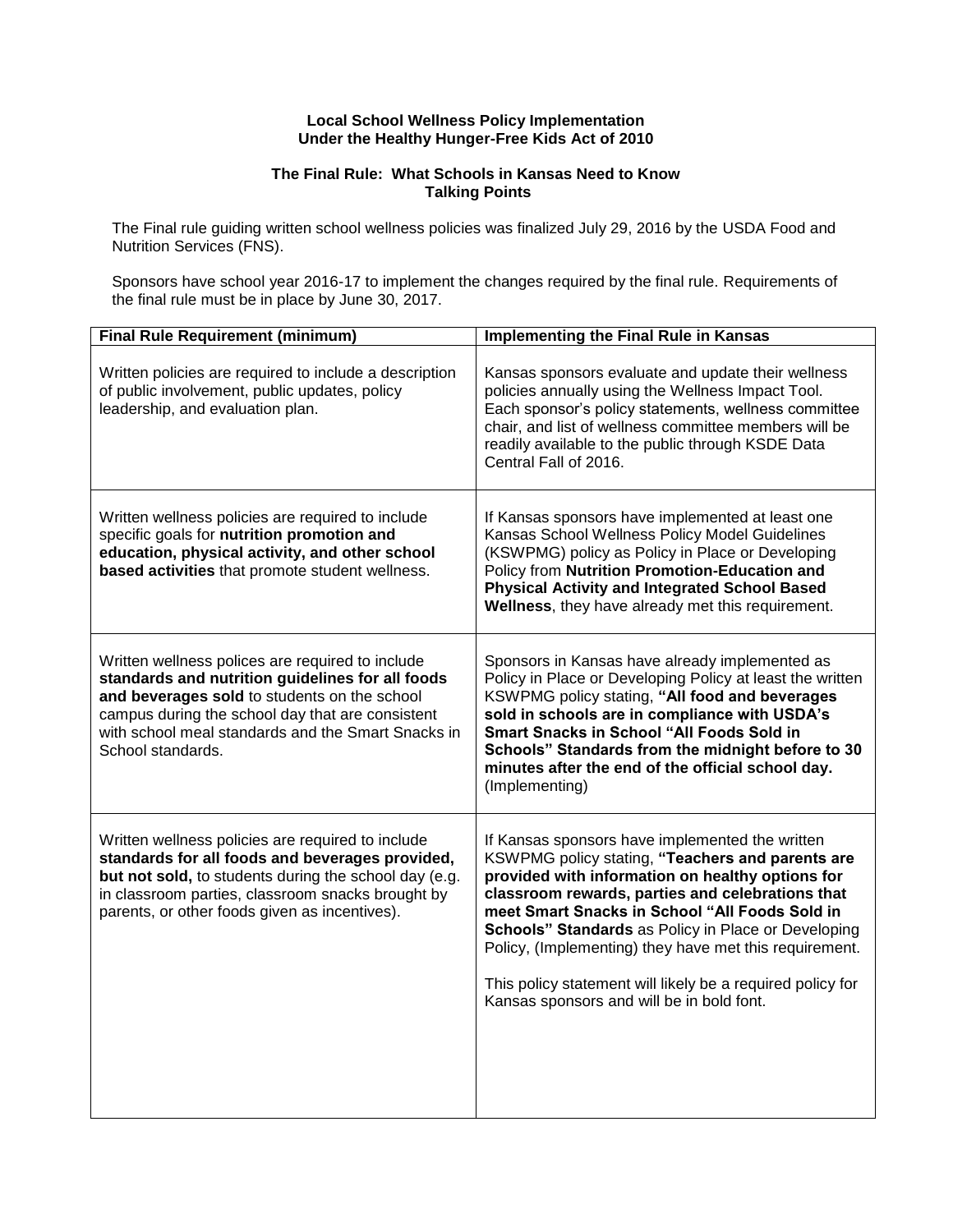**Local School Wellness Policy Implementation**
**Under the Healthy Hunger-Free Kids Act of 2010**

**The Final Rule: What Schools in Kansas Need to Know**
**Talking Points**

The Final rule guiding written school wellness policies was finalized July 29, 2016 by the USDA Food and Nutrition Services (FNS).

Sponsors have school year 2016-17 to implement the changes required by the final rule. Requirements of the final rule must be in place by June 30, 2017.

| Final Rule Requirement (minimum) | Implementing the Final Rule in Kansas |
|---|---|
| Written policies are required to include a description of public involvement, public updates, policy leadership, and evaluation plan. | Kansas sponsors evaluate and update their wellness policies annually using the Wellness Impact Tool. Each sponsor's policy statements, wellness committee chair, and list of wellness committee members will be readily available to the public through KSDE Data Central Fall of 2016. |
| Written wellness policies are required to include specific goals for **nutrition promotion and education, physical activity, and other school based activities** that promote student wellness. | If Kansas sponsors have implemented at least one Kansas School Wellness Policy Model Guidelines (KSWPMG) policy as Policy in Place or Developing Policy from **Nutrition Promotion-Education and Physical Activity and Integrated School Based Wellness**, they have already met this requirement. |
| Written wellness polices are required to include **standards and nutrition guidelines for all foods and beverages sold** to students on the school campus during the school day that are consistent with school meal standards and the Smart Snacks in School standards. | Sponsors in Kansas have already implemented as Policy in Place or Developing Policy at least the written KSWPMG policy stating, **"All food and beverages sold in schools are in compliance with USDA's Smart Snacks in School "All Foods Sold in Schools" Standards from the midnight before to 30 minutes after the end of the official school day.** (Implementing) |
| Written wellness policies are required to include **standards for all foods and beverages provided, but not sold,** to students during the school day (e.g. in classroom parties, classroom snacks brought by parents, or other foods given as incentives). | If Kansas sponsors have implemented the written KSWPMG policy stating, **"Teachers and parents are provided with information on healthy options for classroom rewards, parties and celebrations that meet Smart Snacks in School "All Foods Sold in Schools" Standards** as Policy in Place or Developing Policy, (Implementing) they have met this requirement.<br><br>This policy statement will likely be a required policy for Kansas sponsors and will be in bold font. |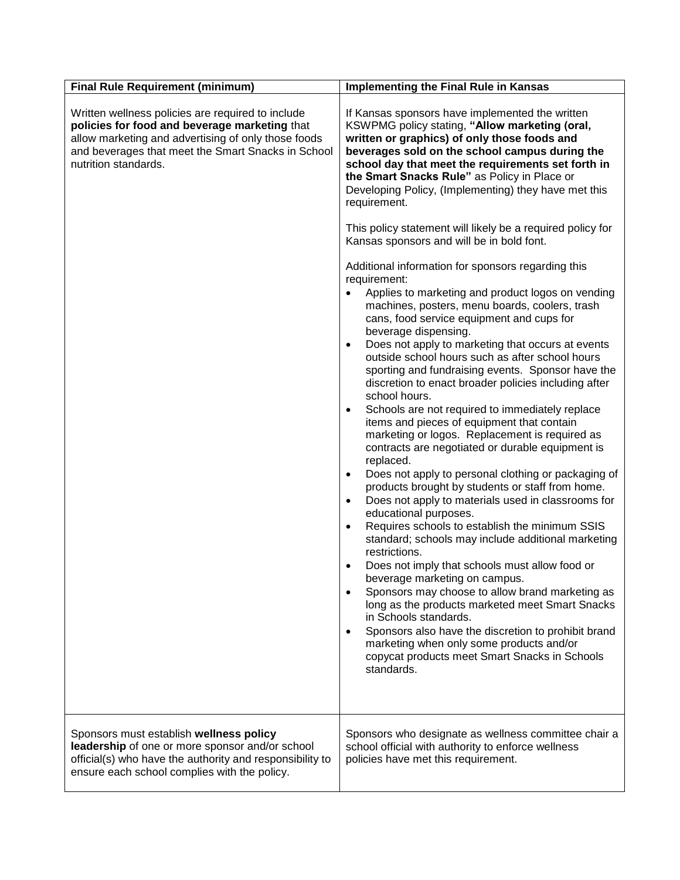| Final Rule Requirement (minimum) | Implementing the Final Rule in Kansas |
|---|---|
| Written wellness policies are required to include **policies for food and beverage marketing** that allow marketing and advertising of only those foods and beverages that meet the Smart Snacks in School nutrition standards. | If Kansas sponsors have implemented the written KSWPMG policy stating, **"Allow marketing (oral, written or graphics) of only those foods and beverages sold on the school campus during the school day that meet the requirements set forth in the Smart Snacks Rule"** as Policy in Place or Developing Policy, (Implementing) they have met this requirement.<br><br>This policy statement will likely be a required policy for Kansas sponsors and will be in bold font.<br><br>Additional information for sponsors regarding this requirement:<br>• Applies to marketing and product logos on vending machines, posters, menu boards, coolers, trash cans, food service equipment and cups for beverage dispensing.<br>• Does not apply to marketing that occurs at events outside school hours such as after school hours sporting and fundraising events. Sponsor have the discretion to enact broader policies including after school hours.<br>• Schools are not required to immediately replace items and pieces of equipment that contain marketing or logos. Replacement is required as contracts are negotiated or durable equipment is replaced.<br>• Does not apply to personal clothing or packaging of products brought by students or staff from home.<br>• Does not apply to materials used in classrooms for educational purposes.<br>• Requires schools to establish the minimum SSIS standard; schools may include additional marketing restrictions.<br>• Does not imply that schools must allow food or beverage marketing on campus.<br>• Sponsors may choose to allow brand marketing as long as the products marketed meet Smart Snacks in Schools standards.<br>• Sponsors also have the discretion to prohibit brand marketing when only some products and/or copycat products meet Smart Snacks in Schools standards. |
| Sponsors must establish **wellness policy leadership** of one or more sponsor and/or school official(s) who have the authority and responsibility to ensure each school complies with the policy. | Sponsors who designate as wellness committee chair a school official with authority to enforce wellness policies have met this requirement. |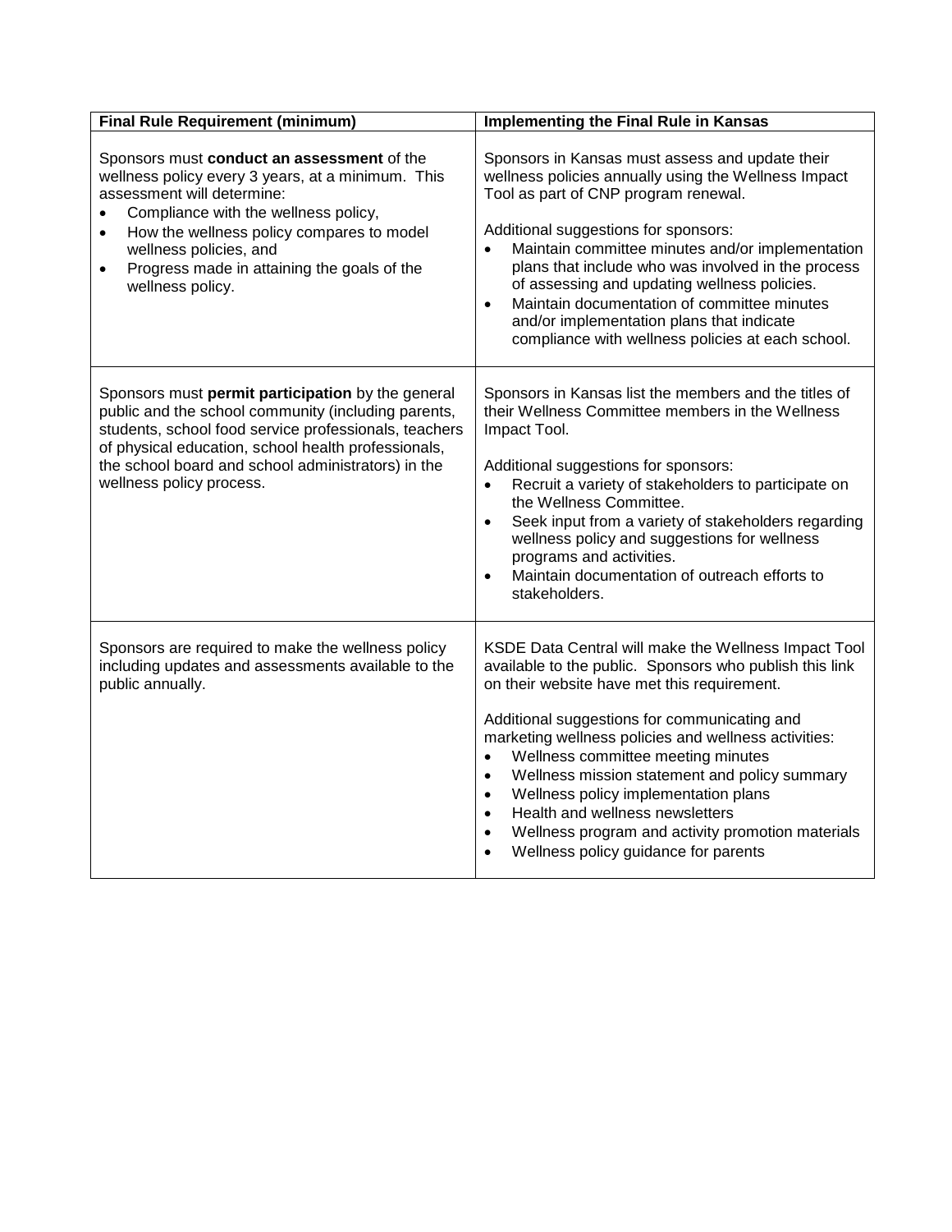| **Final Rule Requirement (minimum)** | **Implementing the Final Rule in Kansas** |
|---|---|
| Sponsors must **conduct an assessment** of the wellness policy every 3 years, at a minimum. This assessment will determine:<br>• Compliance with the wellness policy,<br>• How the wellness policy compares to model wellness policies, and<br>• Progress made in attaining the goals of the wellness policy. | Sponsors in Kansas must assess and update their wellness policies annually using the Wellness Impact Tool as part of CNP program renewal.<br><br>Additional suggestions for sponsors:<br>• Maintain committee minutes and/or implementation plans that include who was involved in the process of assessing and updating wellness policies.<br>• Maintain documentation of committee minutes and/or implementation plans that indicate compliance with wellness policies at each school. |
| Sponsors must **permit participation** by the general public and the school community (including parents, students, school food service professionals, teachers of physical education, school health professionals, the school board and school administrators) in the wellness policy process. | Sponsors in Kansas list the members and the titles of their Wellness Committee members in the Wellness Impact Tool.<br><br>Additional suggestions for sponsors:<br>• Recruit a variety of stakeholders to participate on the Wellness Committee.<br>• Seek input from a variety of stakeholders regarding wellness policy and suggestions for wellness programs and activities.<br>• Maintain documentation of outreach efforts to stakeholders. |
| Sponsors are required to make the wellness policy including updates and assessments available to the public annually. | KSDE Data Central will make the Wellness Impact Tool available to the public. Sponsors who publish this link on their website have met this requirement.<br><br>Additional suggestions for communicating and marketing wellness policies and wellness activities:<br>• Wellness committee meeting minutes<br>• Wellness mission statement and policy summary<br>• Wellness policy implementation plans<br>• Health and wellness newsletters<br>• Wellness program and activity promotion materials<br>• Wellness policy guidance for parents |